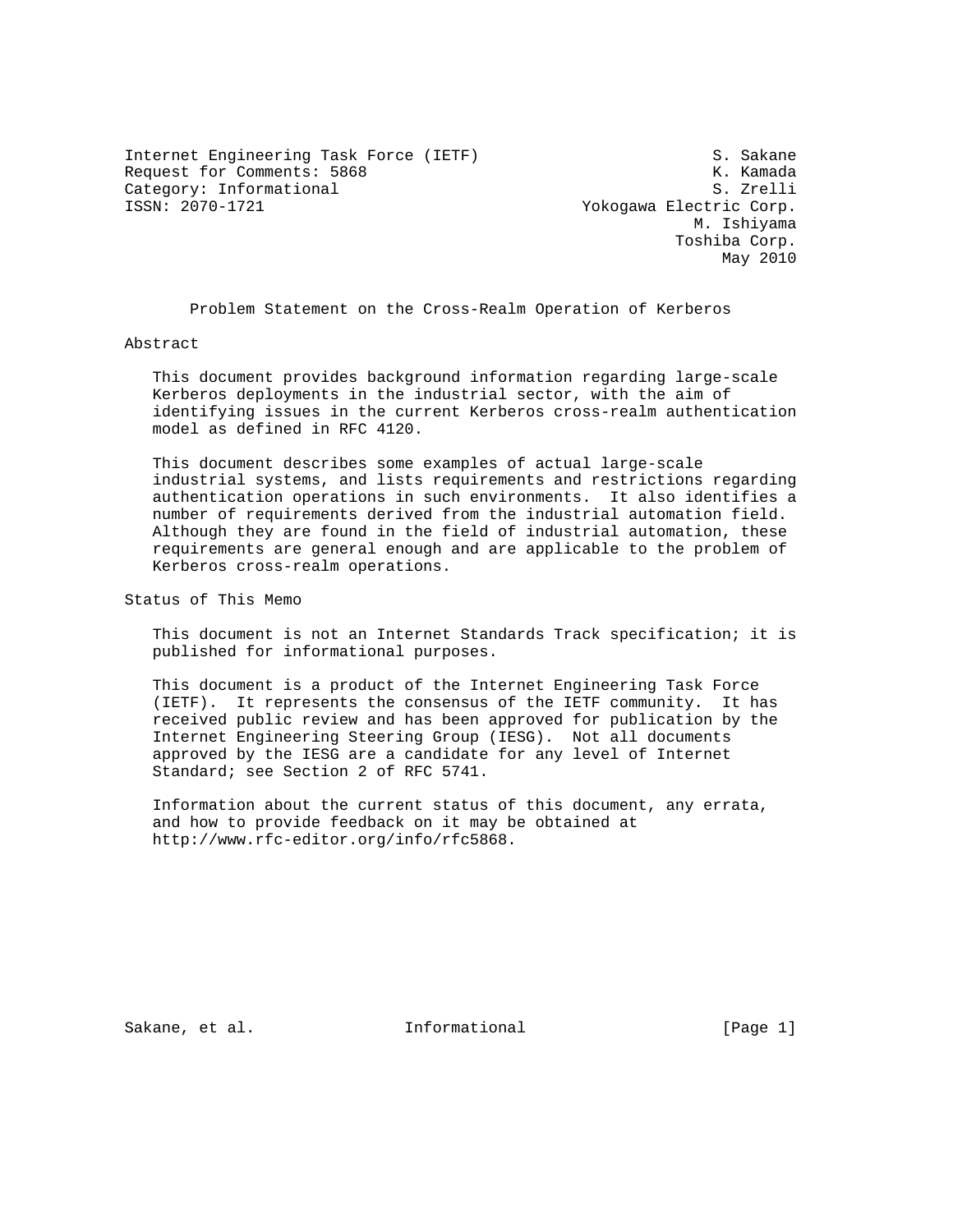Internet Engineering Task Force (IETF)  S. Sakane
Request for Comments: 5868  K. Kamada
Category: Informational  S. Zrelli
ISSN: 2070-1721  Yokogawa Electric Corp.
M. Ishiyama
Toshiba Corp.
May 2010

# Problem Statement on the Cross-Realm Operation of Kerberos

## Abstract

This document provides background information regarding large-scale Kerberos deployments in the industrial sector, with the aim of identifying issues in the current Kerberos cross-realm authentication model as defined in RFC 4120.

This document describes some examples of actual large-scale industrial systems, and lists requirements and restrictions regarding authentication operations in such environments. It also identifies a number of requirements derived from the industrial automation field. Although they are found in the field of industrial automation, these requirements are general enough and are applicable to the problem of Kerberos cross-realm operations.

## Status of This Memo

This document is not an Internet Standards Track specification; it is published for informational purposes.

This document is a product of the Internet Engineering Task Force (IETF). It represents the consensus of the IETF community. It has received public review and has been approved for publication by the Internet Engineering Steering Group (IESG). Not all documents approved by the IESG are a candidate for any level of Internet Standard; see Section 2 of RFC 5741.

Information about the current status of this document, any errata, and how to provide feedback on it may be obtained at http://www.rfc-editor.org/info/rfc5868.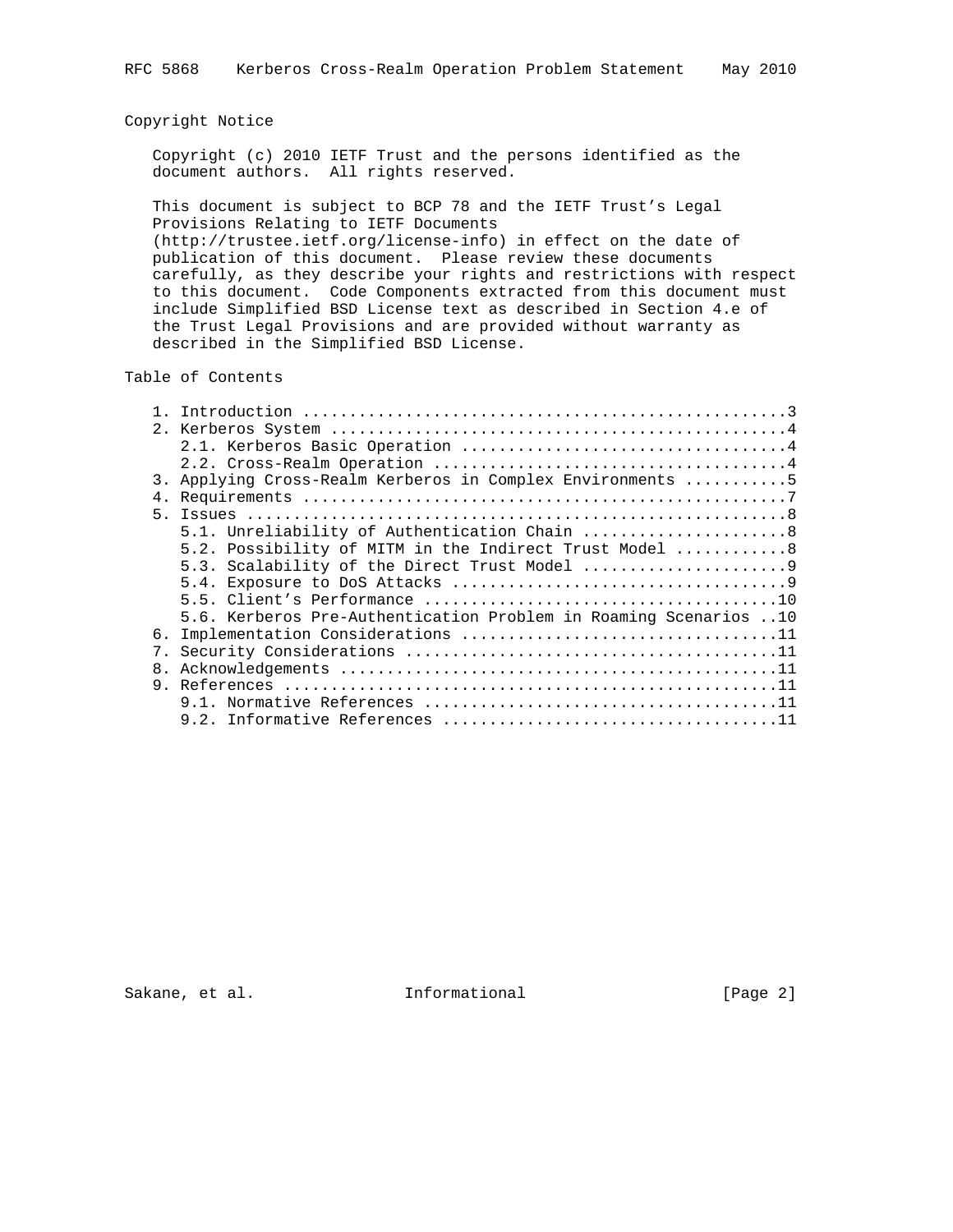## Copyright Notice

Copyright (c) 2010 IETF Trust and the persons identified as the document authors. All rights reserved.

This document is subject to BCP 78 and the IETF Trust's Legal Provisions Relating to IETF Documents (http://trustee.ietf.org/license-info) in effect on the date of publication of this document. Please review these documents carefully, as they describe your rights and restrictions with respect to this document. Code Components extracted from this document must include Simplified BSD License text as described in Section 4.e of the Trust Legal Provisions and are provided without warranty as described in the Simplified BSD License.

## Table of Contents

```
   1. Introduction ....................................................3
   2. Kerberos System .................................................4
      2.1. Kerberos Basic Operation ...................................4
      2.2. Cross-Realm Operation ......................................4
   3. Applying Cross-Realm Kerberos in Complex Environments ...........5
   4. Requirements ....................................................7
   5. Issues ..........................................................8
      5.1. Unreliability of Authentication Chain ......................8
      5.2. Possibility of MITM in the Indirect Trust Model ............8
      5.3. Scalability of the Direct Trust Model ......................9
      5.4. Exposure to DoS Attacks ....................................9
      5.5. Client's Performance ......................................10
      5.6. Kerberos Pre-Authentication Problem in Roaming Scenarios ..10
   6. Implementation Considerations ..................................11
   7. Security Considerations ........................................11
   8. Acknowledgements ...............................................11
   9. References .....................................................11
      9.1. Normative References ......................................11
      9.2. Informative References ....................................11
```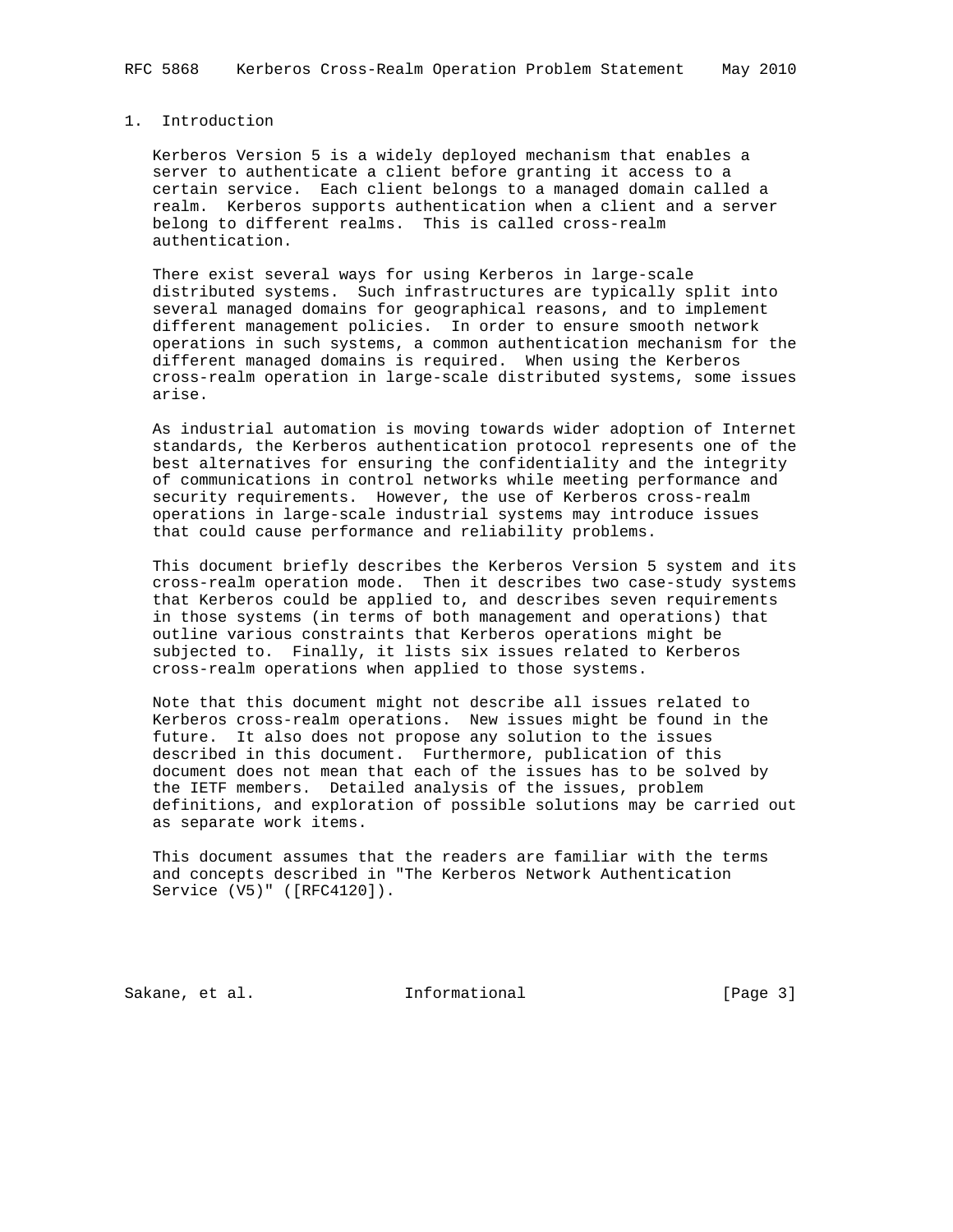## 1. Introduction

Kerberos Version 5 is a widely deployed mechanism that enables a server to authenticate a client before granting it access to a certain service. Each client belongs to a managed domain called a realm. Kerberos supports authentication when a client and a server belong to different realms. This is called cross-realm authentication.

There exist several ways for using Kerberos in large-scale distributed systems. Such infrastructures are typically split into several managed domains for geographical reasons, and to implement different management policies. In order to ensure smooth network operations in such systems, a common authentication mechanism for the different managed domains is required. When using the Kerberos cross-realm operation in large-scale distributed systems, some issues arise.

As industrial automation is moving towards wider adoption of Internet standards, the Kerberos authentication protocol represents one of the best alternatives for ensuring the confidentiality and the integrity of communications in control networks while meeting performance and security requirements. However, the use of Kerberos cross-realm operations in large-scale industrial systems may introduce issues that could cause performance and reliability problems.

This document briefly describes the Kerberos Version 5 system and its cross-realm operation mode. Then it describes two case-study systems that Kerberos could be applied to, and describes seven requirements in those systems (in terms of both management and operations) that outline various constraints that Kerberos operations might be subjected to. Finally, it lists six issues related to Kerberos cross-realm operations when applied to those systems.

Note that this document might not describe all issues related to Kerberos cross-realm operations. New issues might be found in the future. It also does not propose any solution to the issues described in this document. Furthermore, publication of this document does not mean that each of the issues has to be solved by the IETF members. Detailed analysis of the issues, problem definitions, and exploration of possible solutions may be carried out as separate work items.

This document assumes that the readers are familiar with the terms and concepts described in "The Kerberos Network Authentication Service (V5)" ([RFC4120]).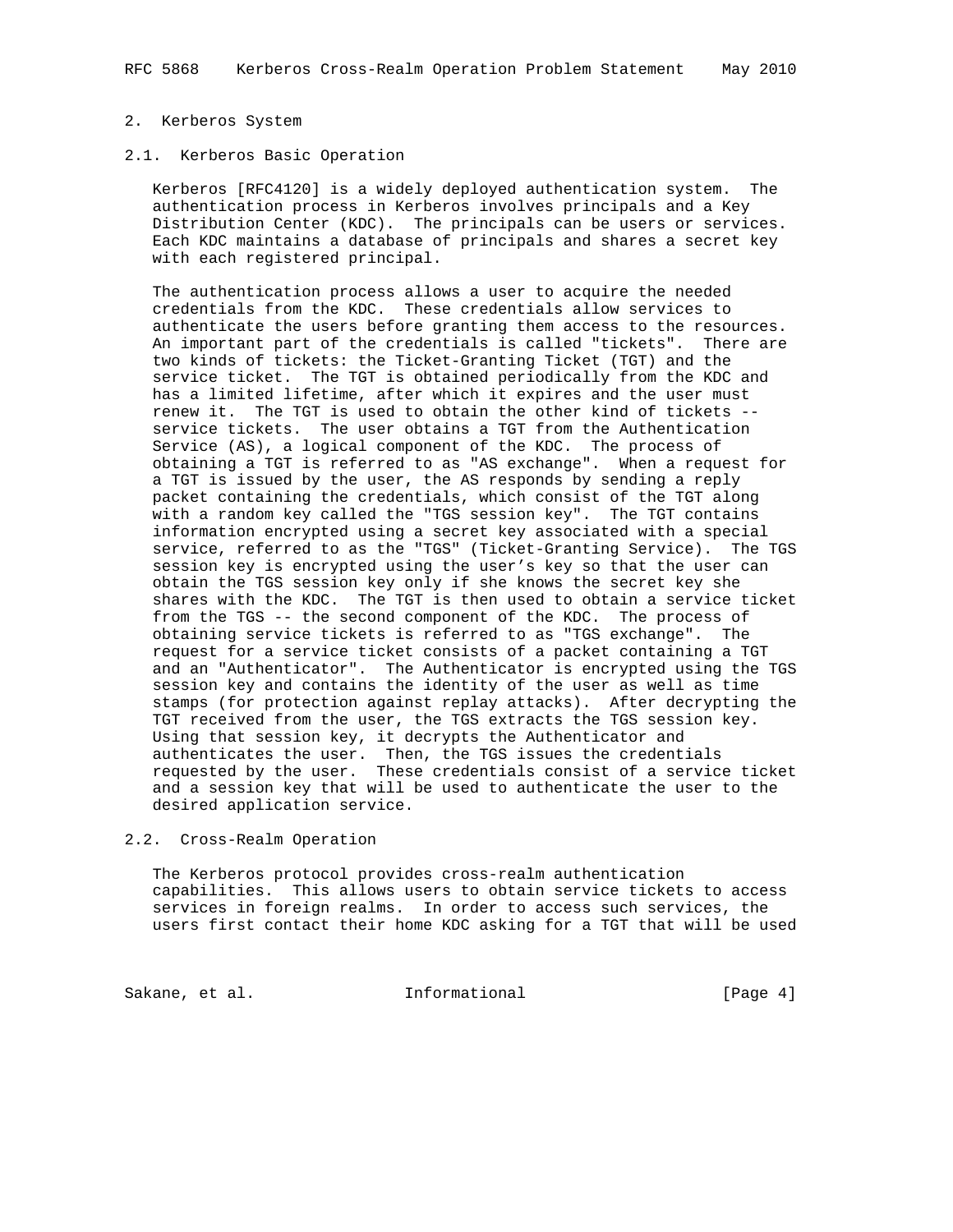## 2. Kerberos System

### 2.1. Kerberos Basic Operation

Kerberos [RFC4120] is a widely deployed authentication system. The authentication process in Kerberos involves principals and a Key Distribution Center (KDC). The principals can be users or services. Each KDC maintains a database of principals and shares a secret key with each registered principal.

The authentication process allows a user to acquire the needed credentials from the KDC. These credentials allow services to authenticate the users before granting them access to the resources. An important part of the credentials is called "tickets". There are two kinds of tickets: the Ticket-Granting Ticket (TGT) and the service ticket. The TGT is obtained periodically from the KDC and has a limited lifetime, after which it expires and the user must renew it. The TGT is used to obtain the other kind of tickets -- service tickets. The user obtains a TGT from the Authentication Service (AS), a logical component of the KDC. The process of obtaining a TGT is referred to as "AS exchange". When a request for a TGT is issued by the user, the AS responds by sending a reply packet containing the credentials, which consist of the TGT along with a random key called the "TGS session key". The TGT contains information encrypted using a secret key associated with a special service, referred to as the "TGS" (Ticket-Granting Service). The TGS session key is encrypted using the user's key so that the user can obtain the TGS session key only if she knows the secret key she shares with the KDC. The TGT is then used to obtain a service ticket from the TGS -- the second component of the KDC. The process of obtaining service tickets is referred to as "TGS exchange". The request for a service ticket consists of a packet containing a TGT and an "Authenticator". The Authenticator is encrypted using the TGS session key and contains the identity of the user as well as time stamps (for protection against replay attacks). After decrypting the TGT received from the user, the TGS extracts the TGS session key. Using that session key, it decrypts the Authenticator and authenticates the user. Then, the TGS issues the credentials requested by the user. These credentials consist of a service ticket and a session key that will be used to authenticate the user to the desired application service.

### 2.2. Cross-Realm Operation

The Kerberos protocol provides cross-realm authentication capabilities. This allows users to obtain service tickets to access services in foreign realms. In order to access such services, the users first contact their home KDC asking for a TGT that will be used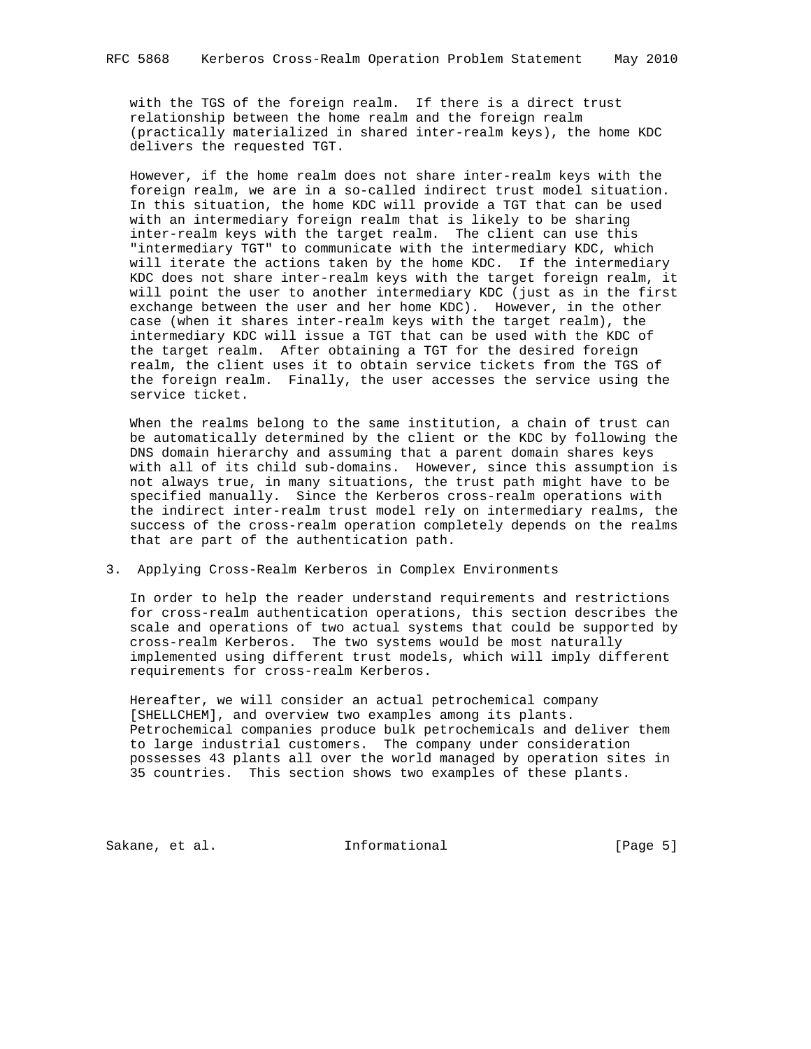with the TGS of the foreign realm. If there is a direct trust relationship between the home realm and the foreign realm (practically materialized in shared inter-realm keys), the home KDC delivers the requested TGT.

However, if the home realm does not share inter-realm keys with the foreign realm, we are in a so-called indirect trust model situation. In this situation, the home KDC will provide a TGT that can be used with an intermediary foreign realm that is likely to be sharing inter-realm keys with the target realm. The client can use this "intermediary TGT" to communicate with the intermediary KDC, which will iterate the actions taken by the home KDC. If the intermediary KDC does not share inter-realm keys with the target foreign realm, it will point the user to another intermediary KDC (just as in the first exchange between the user and her home KDC). However, in the other case (when it shares inter-realm keys with the target realm), the intermediary KDC will issue a TGT that can be used with the KDC of the target realm. After obtaining a TGT for the desired foreign realm, the client uses it to obtain service tickets from the TGS of the foreign realm. Finally, the user accesses the service using the service ticket.

When the realms belong to the same institution, a chain of trust can be automatically determined by the client or the KDC by following the DNS domain hierarchy and assuming that a parent domain shares keys with all of its child sub-domains. However, since this assumption is not always true, in many situations, the trust path might have to be specified manually. Since the Kerberos cross-realm operations with the indirect inter-realm trust model rely on intermediary realms, the success of the cross-realm operation completely depends on the realms that are part of the authentication path.

## 3. Applying Cross-Realm Kerberos in Complex Environments

In order to help the reader understand requirements and restrictions for cross-realm authentication operations, this section describes the scale and operations of two actual systems that could be supported by cross-realm Kerberos. The two systems would be most naturally implemented using different trust models, which will imply different requirements for cross-realm Kerberos.

Hereafter, we will consider an actual petrochemical company [SHELLCHEM], and overview two examples among its plants. Petrochemical companies produce bulk petrochemicals and deliver them to large industrial customers. The company under consideration possesses 43 plants all over the world managed by operation sites in 35 countries. This section shows two examples of these plants.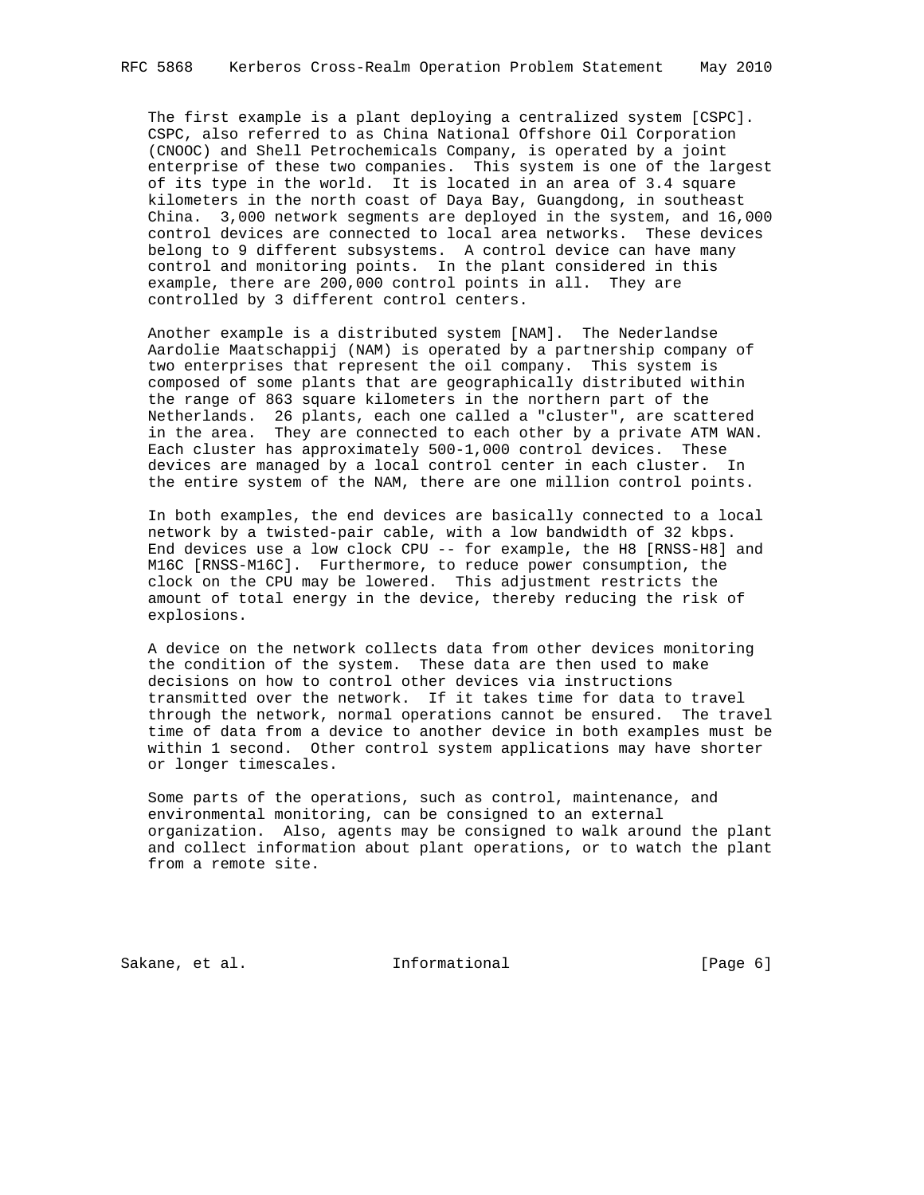The first example is a plant deploying a centralized system [CSPC]. CSPC, also referred to as China National Offshore Oil Corporation (CNOOC) and Shell Petrochemicals Company, is operated by a joint enterprise of these two companies. This system is one of the largest of its type in the world. It is located in an area of 3.4 square kilometers in the north coast of Daya Bay, Guangdong, in southeast China. 3,000 network segments are deployed in the system, and 16,000 control devices are connected to local area networks. These devices belong to 9 different subsystems. A control device can have many control and monitoring points. In the plant considered in this example, there are 200,000 control points in all. They are controlled by 3 different control centers.

Another example is a distributed system [NAM]. The Nederlandse Aardolie Maatschappij (NAM) is operated by a partnership company of two enterprises that represent the oil company. This system is composed of some plants that are geographically distributed within the range of 863 square kilometers in the northern part of the Netherlands. 26 plants, each one called a "cluster", are scattered in the area. They are connected to each other by a private ATM WAN. Each cluster has approximately 500-1,000 control devices. These devices are managed by a local control center in each cluster. In the entire system of the NAM, there are one million control points.

In both examples, the end devices are basically connected to a local network by a twisted-pair cable, with a low bandwidth of 32 kbps. End devices use a low clock CPU -- for example, the H8 [RNSS-H8] and M16C [RNSS-M16C]. Furthermore, to reduce power consumption, the clock on the CPU may be lowered. This adjustment restricts the amount of total energy in the device, thereby reducing the risk of explosions.

A device on the network collects data from other devices monitoring the condition of the system. These data are then used to make decisions on how to control other devices via instructions transmitted over the network. If it takes time for data to travel through the network, normal operations cannot be ensured. The travel time of data from a device to another device in both examples must be within 1 second. Other control system applications may have shorter or longer timescales.

Some parts of the operations, such as control, maintenance, and environmental monitoring, can be consigned to an external organization. Also, agents may be consigned to walk around the plant and collect information about plant operations, or to watch the plant from a remote site.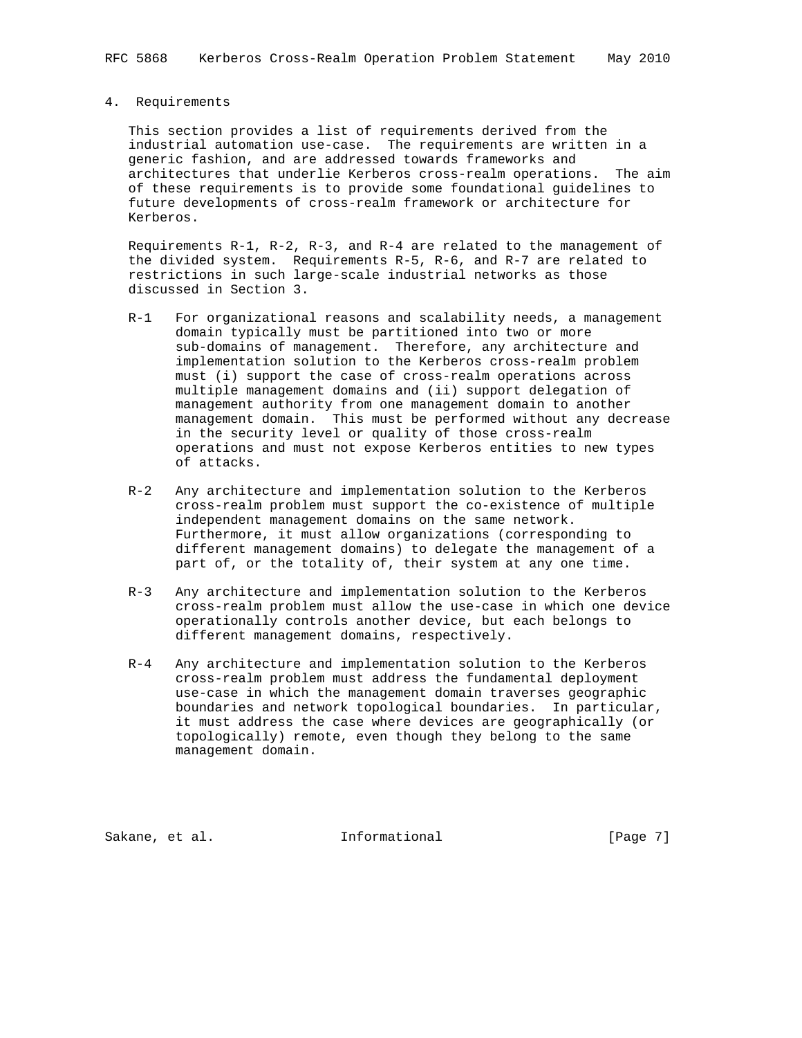## 4. Requirements

This section provides a list of requirements derived from the industrial automation use-case. The requirements are written in a generic fashion, and are addressed towards frameworks and architectures that underlie Kerberos cross-realm operations. The aim of these requirements is to provide some foundational guidelines to future developments of cross-realm framework or architecture for Kerberos.

Requirements R-1, R-2, R-3, and R-4 are related to the management of the divided system. Requirements R-5, R-6, and R-7 are related to restrictions in such large-scale industrial networks as those discussed in Section 3.

R-1 For organizational reasons and scalability needs, a management domain typically must be partitioned into two or more sub-domains of management. Therefore, any architecture and implementation solution to the Kerberos cross-realm problem must (i) support the case of cross-realm operations across multiple management domains and (ii) support delegation of management authority from one management domain to another management domain. This must be performed without any decrease in the security level or quality of those cross-realm operations and must not expose Kerberos entities to new types of attacks.

R-2 Any architecture and implementation solution to the Kerberos cross-realm problem must support the co-existence of multiple independent management domains on the same network. Furthermore, it must allow organizations (corresponding to different management domains) to delegate the management of a part of, or the totality of, their system at any one time.

R-3 Any architecture and implementation solution to the Kerberos cross-realm problem must allow the use-case in which one device operationally controls another device, but each belongs to different management domains, respectively.

R-4 Any architecture and implementation solution to the Kerberos cross-realm problem must address the fundamental deployment use-case in which the management domain traverses geographic boundaries and network topological boundaries. In particular, it must address the case where devices are geographically (or topologically) remote, even though they belong to the same management domain.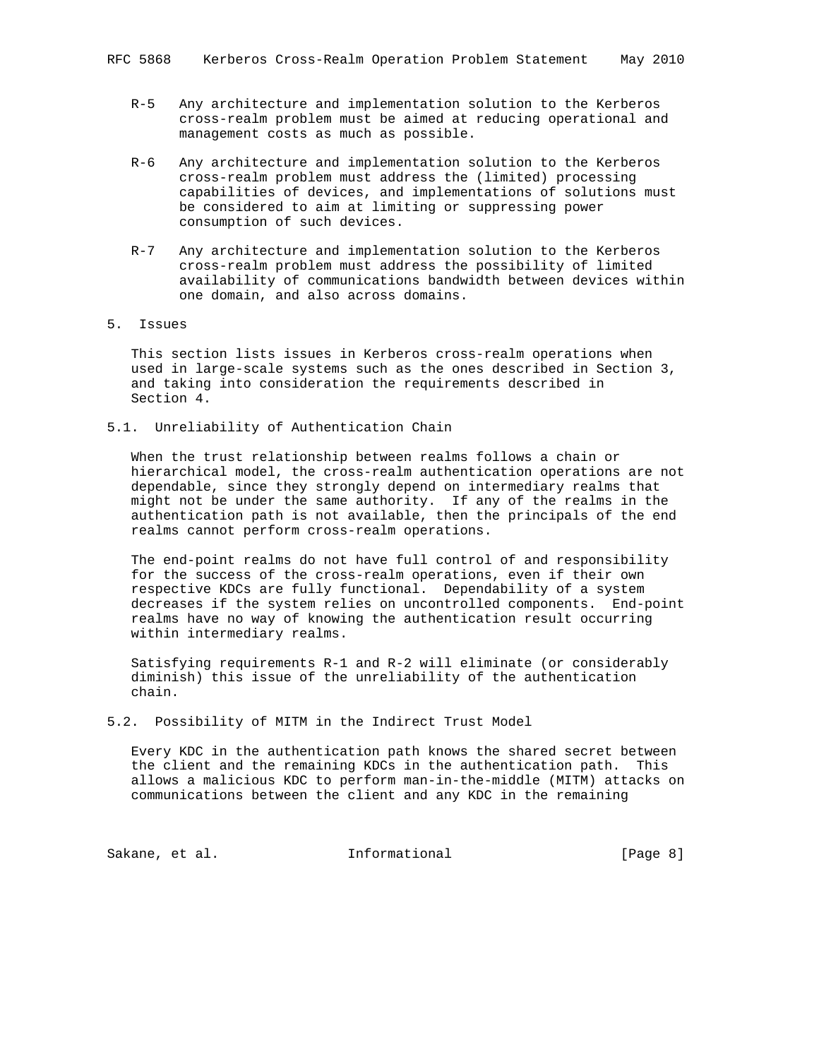R-5 Any architecture and implementation solution to the Kerberos cross-realm problem must be aimed at reducing operational and management costs as much as possible.

R-6 Any architecture and implementation solution to the Kerberos cross-realm problem must address the (limited) processing capabilities of devices, and implementations of solutions must be considered to aim at limiting or suppressing power consumption of such devices.

R-7 Any architecture and implementation solution to the Kerberos cross-realm problem must address the possibility of limited availability of communications bandwidth between devices within one domain, and also across domains.

## 5. Issues

This section lists issues in Kerberos cross-realm operations when used in large-scale systems such as the ones described in Section 3, and taking into consideration the requirements described in Section 4.

### 5.1. Unreliability of Authentication Chain

When the trust relationship between realms follows a chain or hierarchical model, the cross-realm authentication operations are not dependable, since they strongly depend on intermediary realms that might not be under the same authority. If any of the realms in the authentication path is not available, then the principals of the end realms cannot perform cross-realm operations.

The end-point realms do not have full control of and responsibility for the success of the cross-realm operations, even if their own respective KDCs are fully functional. Dependability of a system decreases if the system relies on uncontrolled components. End-point realms have no way of knowing the authentication result occurring within intermediary realms.

Satisfying requirements R-1 and R-2 will eliminate (or considerably diminish) this issue of the unreliability of the authentication chain.

### 5.2. Possibility of MITM in the Indirect Trust Model

Every KDC in the authentication path knows the shared secret between the client and the remaining KDCs in the authentication path. This allows a malicious KDC to perform man-in-the-middle (MITM) attacks on communications between the client and any KDC in the remaining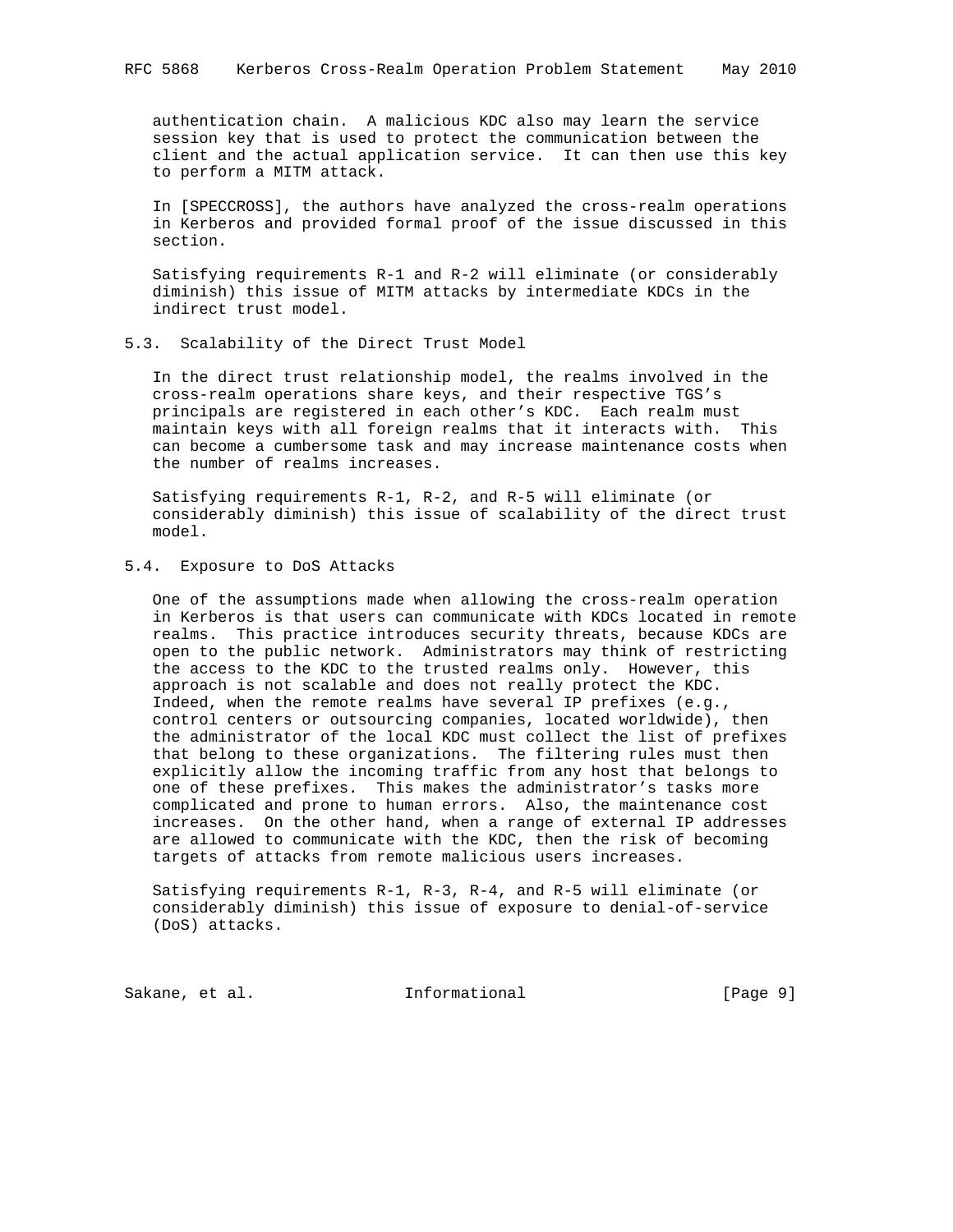authentication chain. A malicious KDC also may learn the service session key that is used to protect the communication between the client and the actual application service. It can then use this key to perform a MITM attack.

In [SPECCROSS], the authors have analyzed the cross-realm operations in Kerberos and provided formal proof of the issue discussed in this section.

Satisfying requirements R-1 and R-2 will eliminate (or considerably diminish) this issue of MITM attacks by intermediate KDCs in the indirect trust model.

### 5.3. Scalability of the Direct Trust Model

In the direct trust relationship model, the realms involved in the cross-realm operations share keys, and their respective TGS's principals are registered in each other's KDC. Each realm must maintain keys with all foreign realms that it interacts with. This can become a cumbersome task and may increase maintenance costs when the number of realms increases.

Satisfying requirements R-1, R-2, and R-5 will eliminate (or considerably diminish) this issue of scalability of the direct trust model.

### 5.4. Exposure to DoS Attacks

One of the assumptions made when allowing the cross-realm operation in Kerberos is that users can communicate with KDCs located in remote realms. This practice introduces security threats, because KDCs are open to the public network. Administrators may think of restricting the access to the KDC to the trusted realms only. However, this approach is not scalable and does not really protect the KDC. Indeed, when the remote realms have several IP prefixes (e.g., control centers or outsourcing companies, located worldwide), then the administrator of the local KDC must collect the list of prefixes that belong to these organizations. The filtering rules must then explicitly allow the incoming traffic from any host that belongs to one of these prefixes. This makes the administrator's tasks more complicated and prone to human errors. Also, the maintenance cost increases. On the other hand, when a range of external IP addresses are allowed to communicate with the KDC, then the risk of becoming targets of attacks from remote malicious users increases.

Satisfying requirements R-1, R-3, R-4, and R-5 will eliminate (or considerably diminish) this issue of exposure to denial-of-service (DoS) attacks.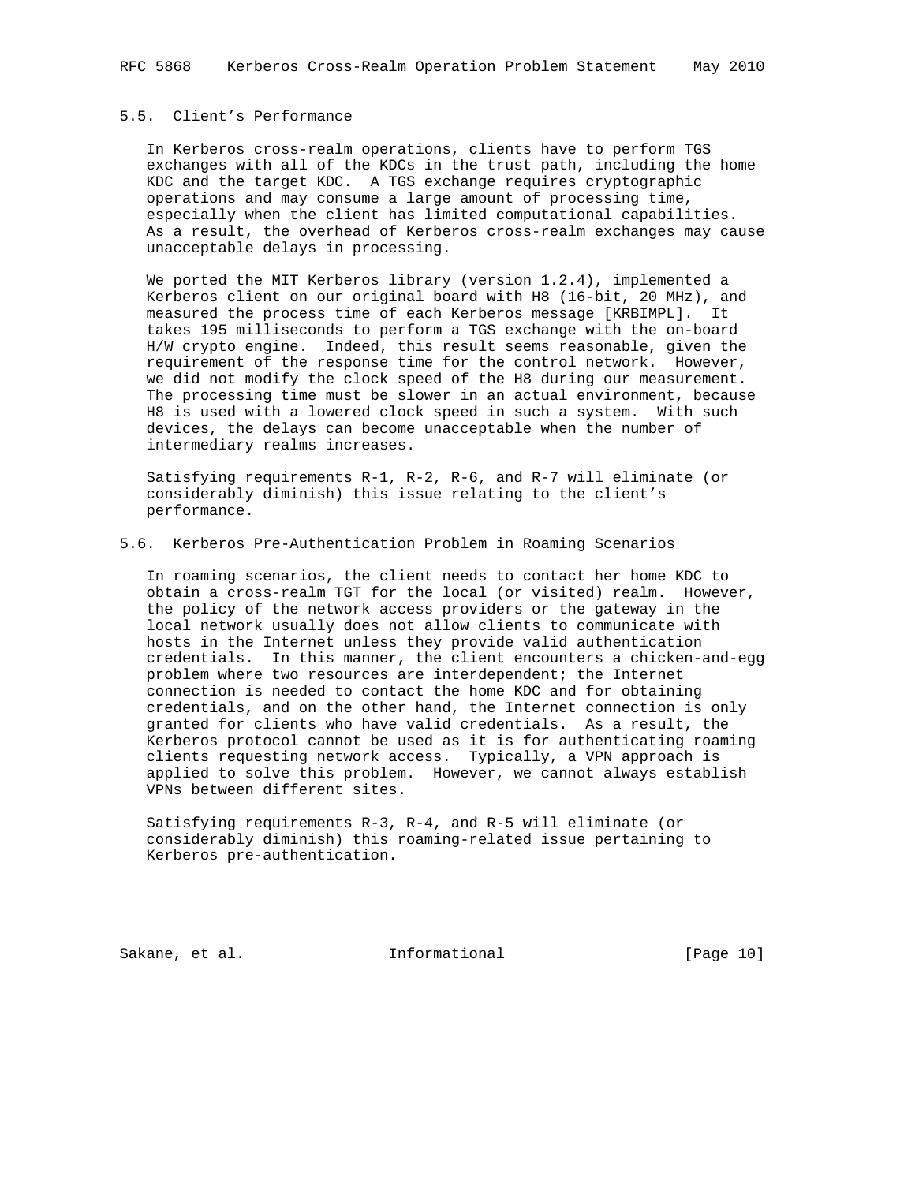### 5.5. Client's Performance

In Kerberos cross-realm operations, clients have to perform TGS exchanges with all of the KDCs in the trust path, including the home KDC and the target KDC. A TGS exchange requires cryptographic operations and may consume a large amount of processing time, especially when the client has limited computational capabilities. As a result, the overhead of Kerberos cross-realm exchanges may cause unacceptable delays in processing.

We ported the MIT Kerberos library (version 1.2.4), implemented a Kerberos client on our original board with H8 (16-bit, 20 MHz), and measured the process time of each Kerberos message [KRBIMPL]. It takes 195 milliseconds to perform a TGS exchange with the on-board H/W crypto engine. Indeed, this result seems reasonable, given the requirement of the response time for the control network. However, we did not modify the clock speed of the H8 during our measurement. The processing time must be slower in an actual environment, because H8 is used with a lowered clock speed in such a system. With such devices, the delays can become unacceptable when the number of intermediary realms increases.

Satisfying requirements R-1, R-2, R-6, and R-7 will eliminate (or considerably diminish) this issue relating to the client's performance.

### 5.6. Kerberos Pre-Authentication Problem in Roaming Scenarios

In roaming scenarios, the client needs to contact her home KDC to obtain a cross-realm TGT for the local (or visited) realm. However, the policy of the network access providers or the gateway in the local network usually does not allow clients to communicate with hosts in the Internet unless they provide valid authentication credentials. In this manner, the client encounters a chicken-and-egg problem where two resources are interdependent; the Internet connection is needed to contact the home KDC and for obtaining credentials, and on the other hand, the Internet connection is only granted for clients who have valid credentials. As a result, the Kerberos protocol cannot be used as it is for authenticating roaming clients requesting network access. Typically, a VPN approach is applied to solve this problem. However, we cannot always establish VPNs between different sites.

Satisfying requirements R-3, R-4, and R-5 will eliminate (or considerably diminish) this roaming-related issue pertaining to Kerberos pre-authentication.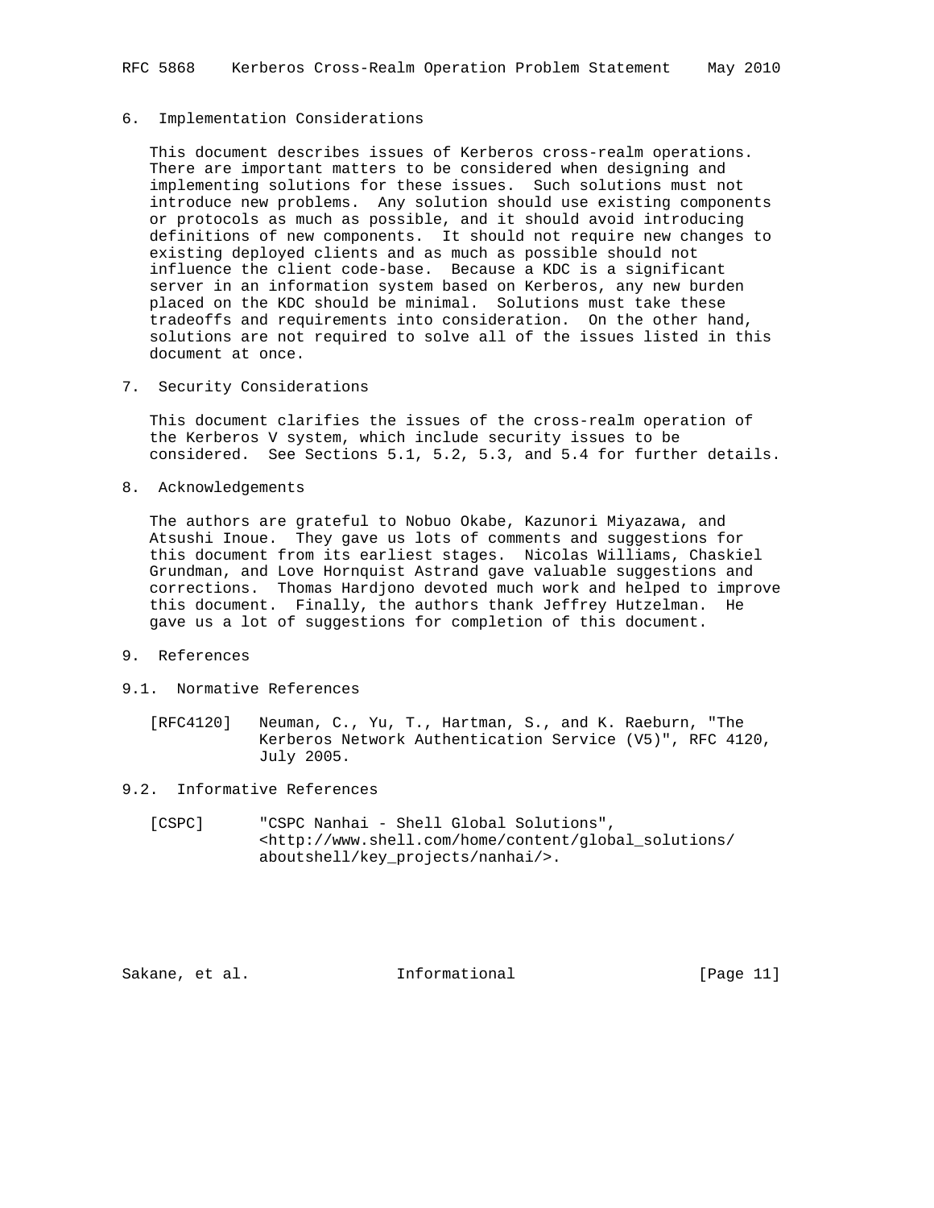## 6. Implementation Considerations

This document describes issues of Kerberos cross-realm operations. There are important matters to be considered when designing and implementing solutions for these issues. Such solutions must not introduce new problems. Any solution should use existing components or protocols as much as possible, and it should avoid introducing definitions of new components. It should not require new changes to existing deployed clients and as much as possible should not influence the client code-base. Because a KDC is a significant server in an information system based on Kerberos, any new burden placed on the KDC should be minimal. Solutions must take these tradeoffs and requirements into consideration. On the other hand, solutions are not required to solve all of the issues listed in this document at once.

## 7. Security Considerations

This document clarifies the issues of the cross-realm operation of the Kerberos V system, which include security issues to be considered. See Sections 5.1, 5.2, 5.3, and 5.4 for further details.

## 8. Acknowledgements

The authors are grateful to Nobuo Okabe, Kazunori Miyazawa, and Atsushi Inoue. They gave us lots of comments and suggestions for this document from its earliest stages. Nicolas Williams, Chaskiel Grundman, and Love Hornquist Astrand gave valuable suggestions and corrections. Thomas Hardjono devoted much work and helped to improve this document. Finally, the authors thank Jeffrey Hutzelman. He gave us a lot of suggestions for completion of this document.

## 9. References

### 9.1. Normative References

[RFC4120] Neuman, C., Yu, T., Hartman, S., and K. Raeburn, "The Kerberos Network Authentication Service (V5)", RFC 4120, July 2005.

### 9.2. Informative References

[CSPC] "CSPC Nanhai - Shell Global Solutions", <http://www.shell.com/home/content/global_solutions/aboutshell/key_projects/nanhai/>.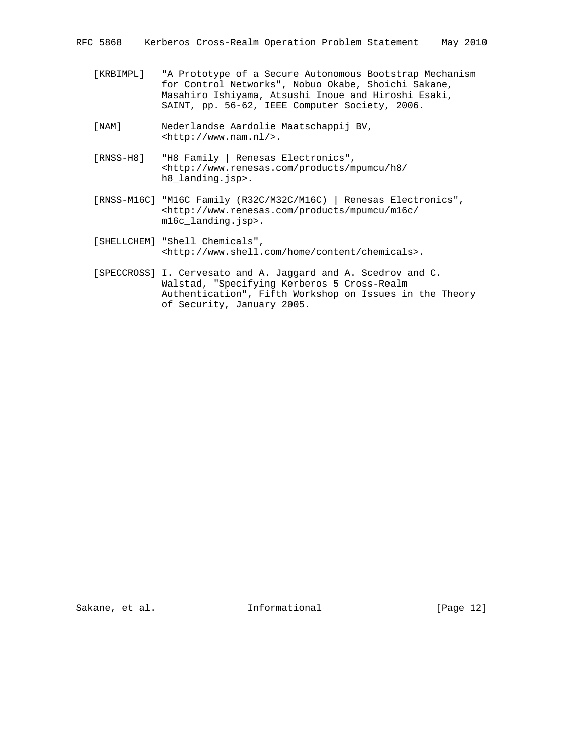[KRBIMPL] "A Prototype of a Secure Autonomous Bootstrap Mechanism for Control Networks", Nobuo Okabe, Shoichi Sakane, Masahiro Ishiyama, Atsushi Inoue and Hiroshi Esaki, SAINT, pp. 56-62, IEEE Computer Society, 2006.

[NAM] Nederlandse Aardolie Maatschappij BV, <http://www.nam.nl/>.

[RNSS-H8] "H8 Family | Renesas Electronics", <http://www.renesas.com/products/mpumcu/h8/h8_landing.jsp>.

[RNSS-M16C] "M16C Family (R32C/M32C/M16C) | Renesas Electronics", <http://www.renesas.com/products/mpumcu/m16c/m16c_landing.jsp>.

[SHELLCHEM] "Shell Chemicals", <http://www.shell.com/home/content/chemicals>.

[SPECCROSS] I. Cervesato and A. Jaggard and A. Scedrov and C. Walstad, "Specifying Kerberos 5 Cross-Realm Authentication", Fifth Workshop on Issues in the Theory of Security, January 2005.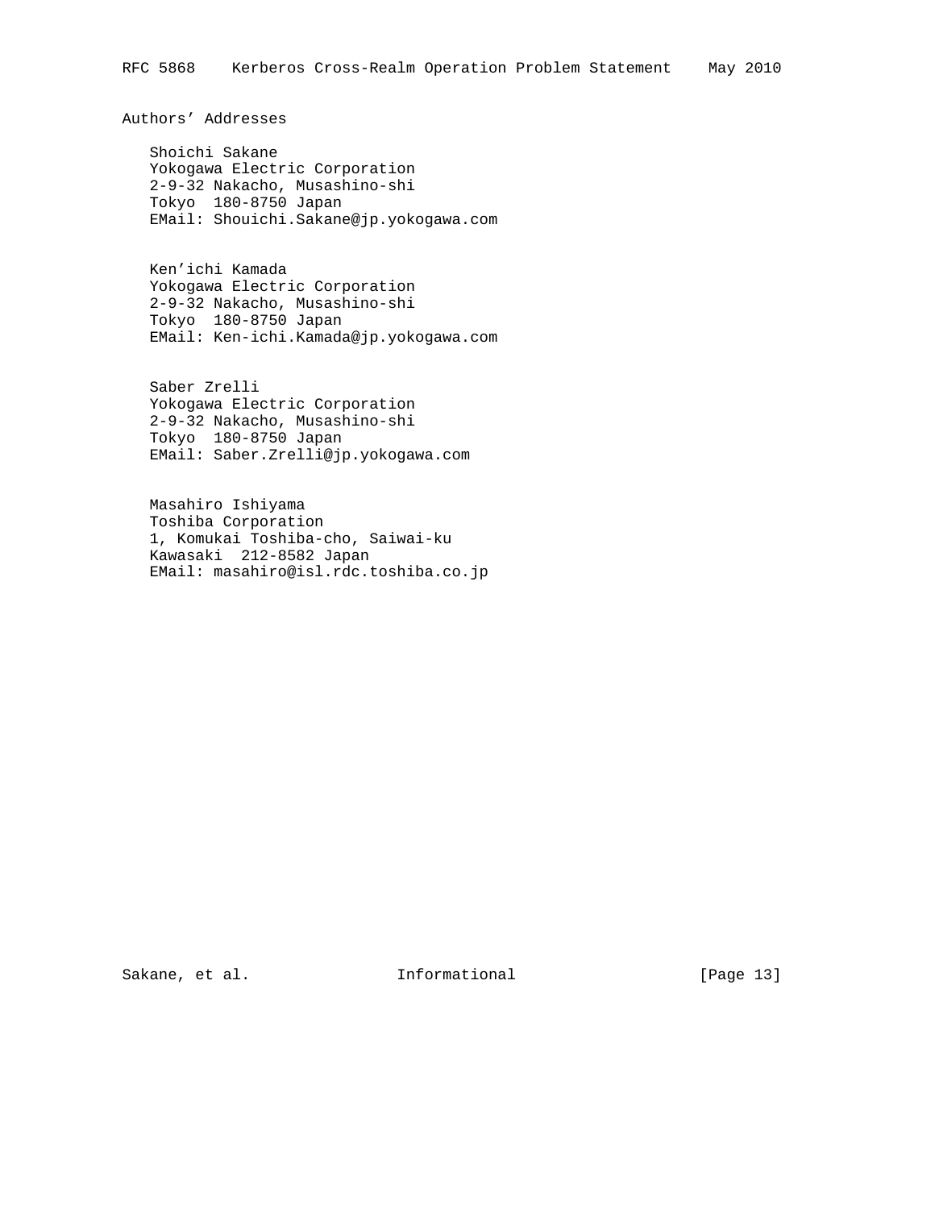## Authors' Addresses

Shoichi Sakane
Yokogawa Electric Corporation
2-9-32 Nakacho, Musashino-shi
Tokyo  180-8750 Japan
EMail: Shouichi.Sakane@jp.yokogawa.com

Ken'ichi Kamada
Yokogawa Electric Corporation
2-9-32 Nakacho, Musashino-shi
Tokyo  180-8750 Japan
EMail: Ken-ichi.Kamada@jp.yokogawa.com

Saber Zrelli
Yokogawa Electric Corporation
2-9-32 Nakacho, Musashino-shi
Tokyo  180-8750 Japan
EMail: Saber.Zrelli@jp.yokogawa.com

Masahiro Ishiyama
Toshiba Corporation
1, Komukai Toshiba-cho, Saiwai-ku
Kawasaki  212-8582 Japan
EMail: masahiro@isl.rdc.toshiba.co.jp